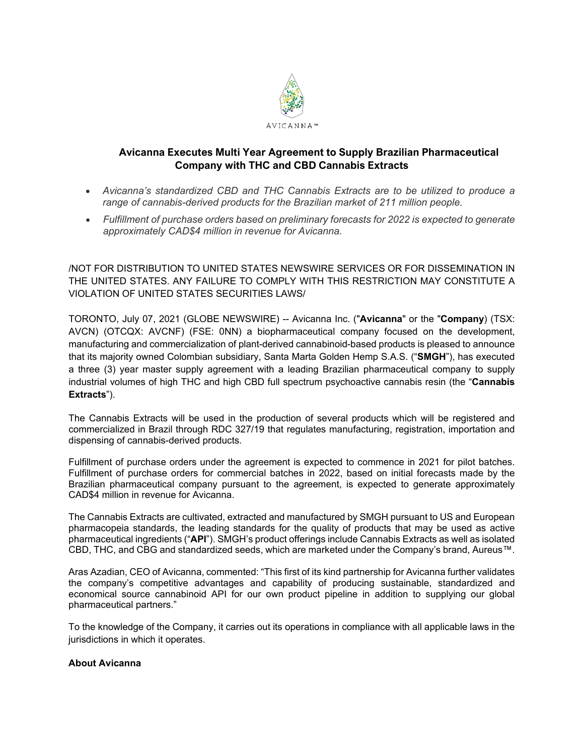AVICANNA™

# Avicanna Executes Multi Year Agreement to Supply Brazilian Pharmaceutical Company with THC and CBD Cannabis Extracts

- *Avicanna's standardized CBD and THC Cannabis Extracts are to be utilized to produce a range of cannabis-derived products for the Brazilian market of 211 million people.*
- *Fulfillment of purchase orders based on preliminary forecasts for 2022 is expected to generate approximately CAD$4 million in revenue for Avicanna.*

/NOT FOR DISTRIBUTION TO UNITED STATES NEWSWIRE SERVICES OR FOR DISSEMINATION IN THE UNITED STATES. ANY FAILURE TO COMPLY WITH THIS RESTRICTION MAY CONSTITUTE A VIOLATION OF UNITED STATES SECURITIES LAWS/

TORONTO, July 07, 2021 (GLOBE NEWSWIRE) -- Avicanna Inc. ("**Avicanna**" or the "**Company**) (TSX: AVCN) (OTCQX: AVCNF) (FSE: 0NN) a biopharmaceutical company focused on the development, manufacturing and commercialization of plant-derived cannabinoid-based products is pleased to announce that its majority owned Colombian subsidiary, Santa Marta Golden Hemp S.A.S. ("**SMGH**"), has executed a three (3) year master supply agreement with a leading Brazilian pharmaceutical company to supply industrial volumes of high THC and high CBD full spectrum psychoactive cannabis resin (the "**Cannabis Extracts**").

The Cannabis Extracts will be used in the production of several products which will be registered and commercialized in Brazil through RDC 327/19 that regulates manufacturing, registration, importation and dispensing of cannabis-derived products.

Fulfillment of purchase orders under the agreement is expected to commence in 2021 for pilot batches. Fulfillment of purchase orders for commercial batches in 2022, based on initial forecasts made by the Brazilian pharmaceutical company pursuant to the agreement, is expected to generate approximately CAD$4 million in revenue for Avicanna.

The Cannabis Extracts are cultivated, extracted and manufactured by SMGH pursuant to US and European pharmacopeia standards, the leading standards for the quality of products that may be used as active pharmaceutical ingredients ("**API**"). SMGH's product offerings include Cannabis Extracts as well as isolated CBD, THC, and CBG and standardized seeds, which are marketed under the Company's brand, Aureus™.

Aras Azadian, CEO of Avicanna, commented: "This first of its kind partnership for Avicanna further validates the company's competitive advantages and capability of producing sustainable, standardized and economical source cannabinoid API for our own product pipeline in addition to supplying our global pharmaceutical partners."

To the knowledge of the Company, it carries out its operations in compliance with all applicable laws in the jurisdictions in which it operates.

**About Avicanna**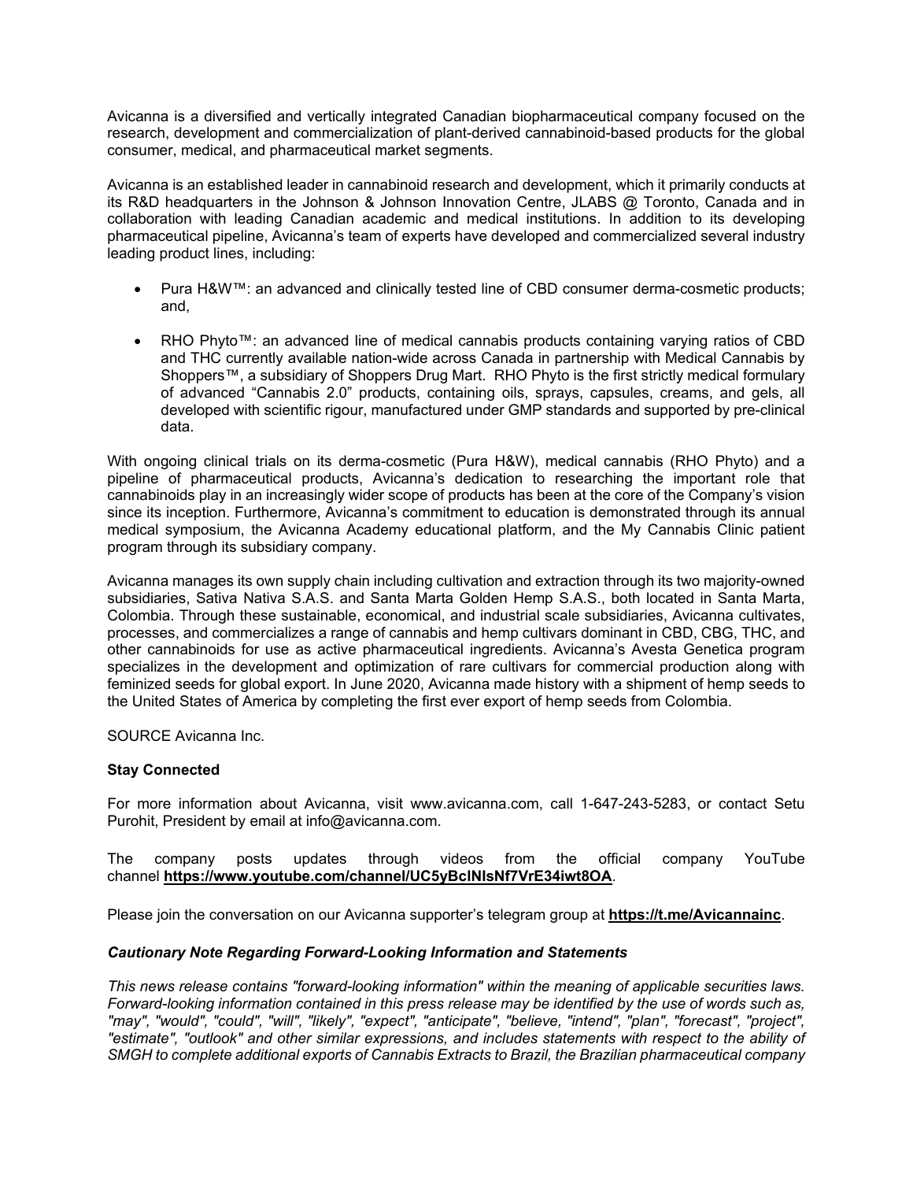Avicanna is a diversified and vertically integrated Canadian biopharmaceutical company focused on the research, development and commercialization of plant-derived cannabinoid-based products for the global consumer, medical, and pharmaceutical market segments.

Avicanna is an established leader in cannabinoid research and development, which it primarily conducts at its R&D headquarters in the Johnson & Johnson Innovation Centre, JLABS @ Toronto, Canada and in collaboration with leading Canadian academic and medical institutions. In addition to its developing pharmaceutical pipeline, Avicanna's team of experts have developed and commercialized several industry leading product lines, including:

- Pura H&W™: an advanced and clinically tested line of CBD consumer derma-cosmetic products; and,
- RHO Phyto™: an advanced line of medical cannabis products containing varying ratios of CBD and THC currently available nation-wide across Canada in partnership with Medical Cannabis by Shoppers™, a subsidiary of Shoppers Drug Mart. RHO Phyto is the first strictly medical formulary of advanced "Cannabis 2.0" products, containing oils, sprays, capsules, creams, and gels, all developed with scientific rigour, manufactured under GMP standards and supported by pre-clinical data.

With ongoing clinical trials on its derma-cosmetic (Pura H&W), medical cannabis (RHO Phyto) and a pipeline of pharmaceutical products, Avicanna's dedication to researching the important role that cannabinoids play in an increasingly wider scope of products has been at the core of the Company's vision since its inception. Furthermore, Avicanna's commitment to education is demonstrated through its annual medical symposium, the Avicanna Academy educational platform, and the My Cannabis Clinic patient program through its subsidiary company.

Avicanna manages its own supply chain including cultivation and extraction through its two majority-owned subsidiaries, Sativa Nativa S.A.S. and Santa Marta Golden Hemp S.A.S., both located in Santa Marta, Colombia. Through these sustainable, economical, and industrial scale subsidiaries, Avicanna cultivates, processes, and commercializes a range of cannabis and hemp cultivars dominant in CBD, CBG, THC, and other cannabinoids for use as active pharmaceutical ingredients. Avicanna's Avesta Genetica program specializes in the development and optimization of rare cultivars for commercial production along with feminized seeds for global export. In June 2020, Avicanna made history with a shipment of hemp seeds to the United States of America by completing the first ever export of hemp seeds from Colombia.

SOURCE Avicanna Inc.

**Stay Connected**

For more information about Avicanna, visit www.avicanna.com, call 1-647-243-5283, or contact Setu Purohit, President by email at info@avicanna.com.

The company posts updates through videos from the official company YouTube channel **https://www.youtube.com/channel/UC5yBclNIsNf7VrE34iwt8OA**.

Please join the conversation on our Avicanna supporter's telegram group at **https://t.me/Avicannainc**.

***Cautionary Note Regarding Forward-Looking Information and Statements***

*This news release contains "forward-looking information" within the meaning of applicable securities laws. Forward-looking information contained in this press release may be identified by the use of words such as, "may", "would", "could", "will", "likely", "expect", "anticipate", "believe, "intend", "plan", "forecast", "project", "estimate", "outlook" and other similar expressions, and includes statements with respect to the ability of SMGH to complete additional exports of Cannabis Extracts to Brazil, the Brazilian pharmaceutical company*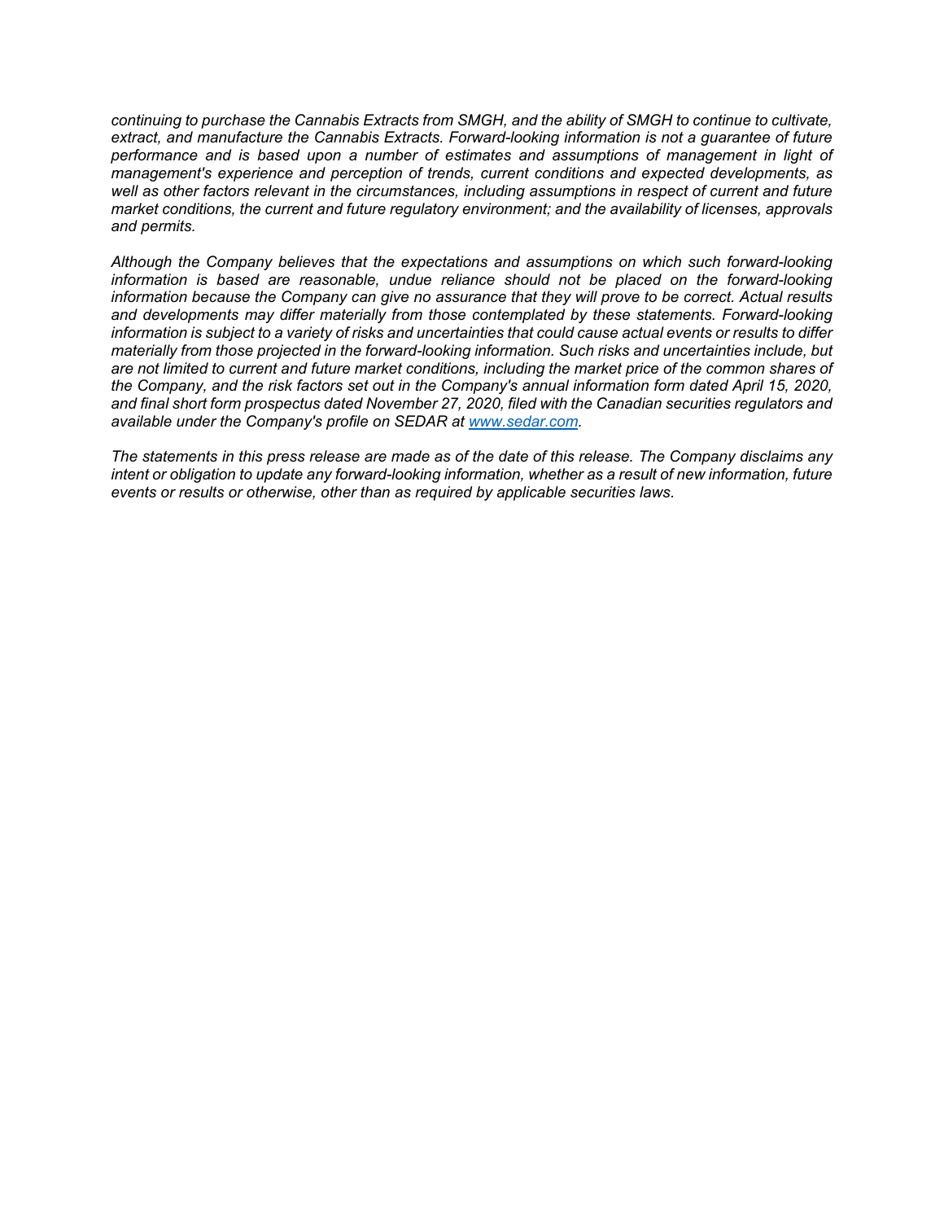*continuing to purchase the Cannabis Extracts from SMGH, and the ability of SMGH to continue to cultivate, extract, and manufacture the Cannabis Extracts. Forward-looking information is not a guarantee of future performance and is based upon a number of estimates and assumptions of management in light of management's experience and perception of trends, current conditions and expected developments, as well as other factors relevant in the circumstances, including assumptions in respect of current and future market conditions, the current and future regulatory environment; and the availability of licenses, approvals and permits.*

*Although the Company believes that the expectations and assumptions on which such forward-looking information is based are reasonable, undue reliance should not be placed on the forward-looking information because the Company can give no assurance that they will prove to be correct. Actual results and developments may differ materially from those contemplated by these statements. Forward-looking information is subject to a variety of risks and uncertainties that could cause actual events or results to differ materially from those projected in the forward-looking information. Such risks and uncertainties include, but are not limited to current and future market conditions, including the market price of the common shares of the Company, and the risk factors set out in the Company's annual information form dated April 15, 2020, and final short form prospectus dated November 27, 2020, filed with the Canadian securities regulators and available under the Company's profile on SEDAR at [www.sedar.com](http://www.sedar.com).*

*The statements in this press release are made as of the date of this release. The Company disclaims any intent or obligation to update any forward-looking information, whether as a result of new information, future events or results or otherwise, other than as required by applicable securities laws.*